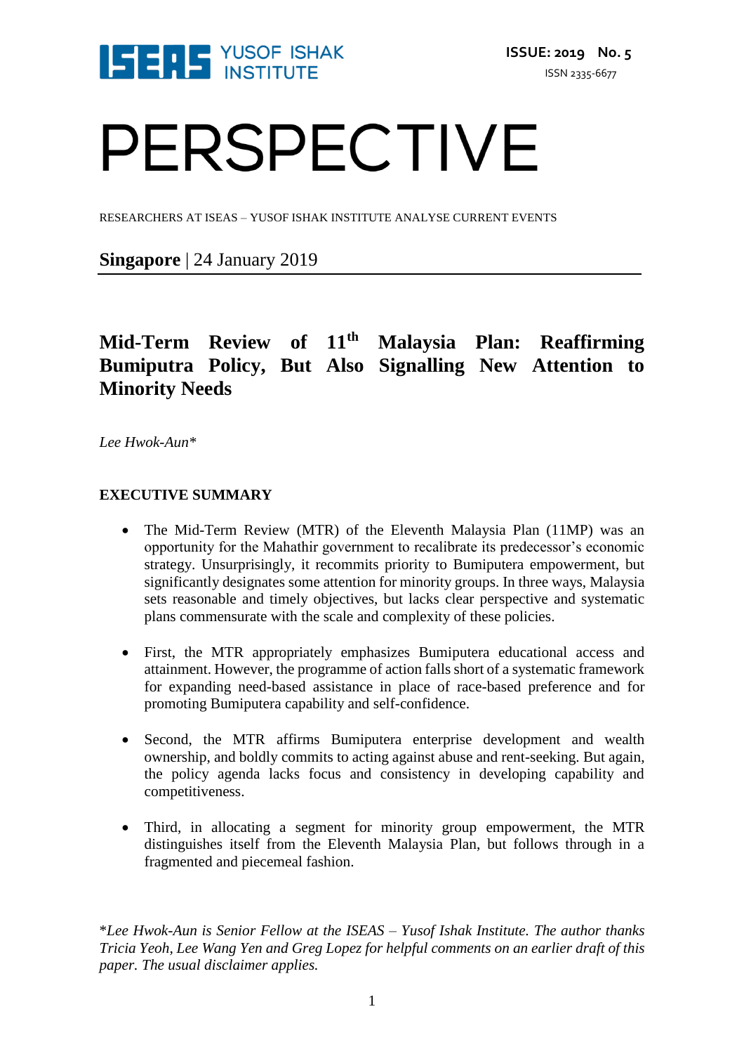ISSUE: 2019 No. 5

ISSN 2335-6677

# PERSPECTIVE

RESEARCHERS AT ISEAS – YUSOF ISHAK INSTITUTE ANALYSE CURRENT EVENTS

**Singapore** | 24 January 2019

## Mid-Term Review of 11th Malaysia Plan: Reaffirming Bumiputra Policy, But Also Signalling New Attention to Minority Needs

*Lee Hwok-Aun**

### EXECUTIVE SUMMARY

- The Mid-Term Review (MTR) of the Eleventh Malaysia Plan (11MP) was an opportunity for the Mahathir government to recalibrate its predecessor's economic strategy. Unsurprisingly, it recommits priority to Bumiputera empowerment, but significantly designates some attention for minority groups. In three ways, Malaysia sets reasonable and timely objectives, but lacks clear perspective and systematic plans commensurate with the scale and complexity of these policies.

- First, the MTR appropriately emphasizes Bumiputera educational access and attainment. However, the programme of action falls short of a systematic framework for expanding need-based assistance in place of race-based preference and for promoting Bumiputera capability and self-confidence.

- Second, the MTR affirms Bumiputera enterprise development and wealth ownership, and boldly commits to acting against abuse and rent-seeking. But again, the policy agenda lacks focus and consistency in developing capability and competitiveness.

- Third, in allocating a segment for minority group empowerment, the MTR distinguishes itself from the Eleventh Malaysia Plan, but follows through in a fragmented and piecemeal fashion.

*\*Lee Hwok-Aun is Senior Fellow at the ISEAS – Yusof Ishak Institute. The author thanks Tricia Yeoh, Lee Wang Yen and Greg Lopez for helpful comments on an earlier draft of this paper. The usual disclaimer applies.*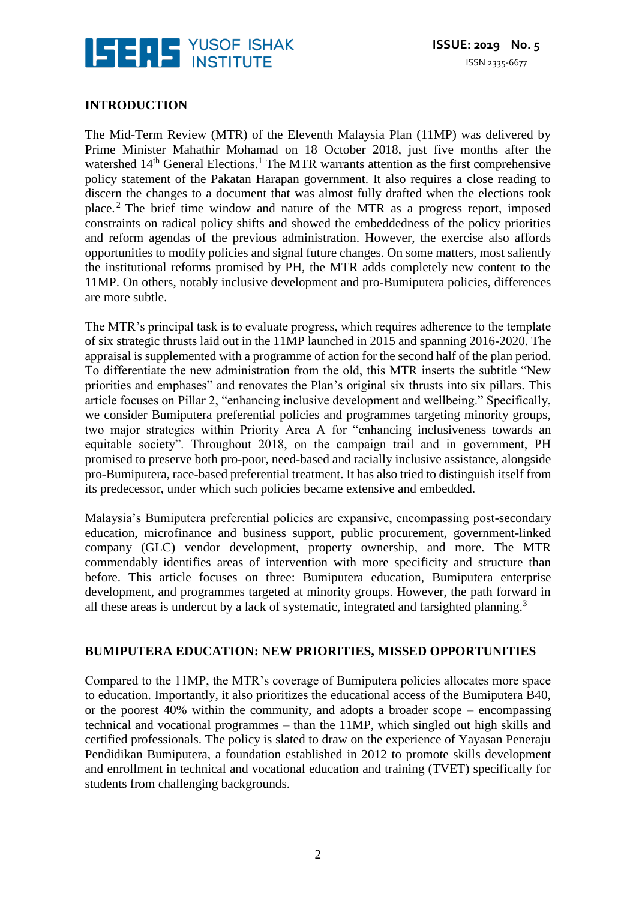## INTRODUCTION

The Mid-Term Review (MTR) of the Eleventh Malaysia Plan (11MP) was delivered by Prime Minister Mahathir Mohamad on 18 October 2018, just five months after the watershed 14th General Elections.[1] The MTR warrants attention as the first comprehensive policy statement of the Pakatan Harapan government. It also requires a close reading to discern the changes to a document that was almost fully drafted when the elections took place.[2] The brief time window and nature of the MTR as a progress report, imposed constraints on radical policy shifts and showed the embeddedness of the policy priorities and reform agendas of the previous administration. However, the exercise also affords opportunities to modify policies and signal future changes. On some matters, most saliently the institutional reforms promised by PH, the MTR adds completely new content to the 11MP. On others, notably inclusive development and pro-Bumiputera policies, differences are more subtle.

The MTR's principal task is to evaluate progress, which requires adherence to the template of six strategic thrusts laid out in the 11MP launched in 2015 and spanning 2016-2020. The appraisal is supplemented with a programme of action for the second half of the plan period. To differentiate the new administration from the old, this MTR inserts the subtitle "New priorities and emphases" and renovates the Plan's original six thrusts into six pillars. This article focuses on Pillar 2, "enhancing inclusive development and wellbeing." Specifically, we consider Bumiputera preferential policies and programmes targeting minority groups, two major strategies within Priority Area A for "enhancing inclusiveness towards an equitable society". Throughout 2018, on the campaign trail and in government, PH promised to preserve both pro-poor, need-based and racially inclusive assistance, alongside pro-Bumiputera, race-based preferential treatment. It has also tried to distinguish itself from its predecessor, under which such policies became extensive and embedded.

Malaysia's Bumiputera preferential policies are expansive, encompassing post-secondary education, microfinance and business support, public procurement, government-linked company (GLC) vendor development, property ownership, and more. The MTR commendably identifies areas of intervention with more specificity and structure than before. This article focuses on three: Bumiputera education, Bumiputera enterprise development, and programmes targeted at minority groups. However, the path forward in all these areas is undercut by a lack of systematic, integrated and farsighted planning.[3]

## BUMIPUTERA EDUCATION: NEW PRIORITIES, MISSED OPPORTUNITIES

Compared to the 11MP, the MTR's coverage of Bumiputera policies allocates more space to education. Importantly, it also prioritizes the educational access of the Bumiputera B40, or the poorest 40% within the community, and adopts a broader scope – encompassing technical and vocational programmes – than the 11MP, which singled out high skills and certified professionals. The policy is slated to draw on the experience of Yayasan Peneraju Pendidikan Bumiputera, a foundation established in 2012 to promote skills development and enrollment in technical and vocational education and training (TVET) specifically for students from challenging backgrounds.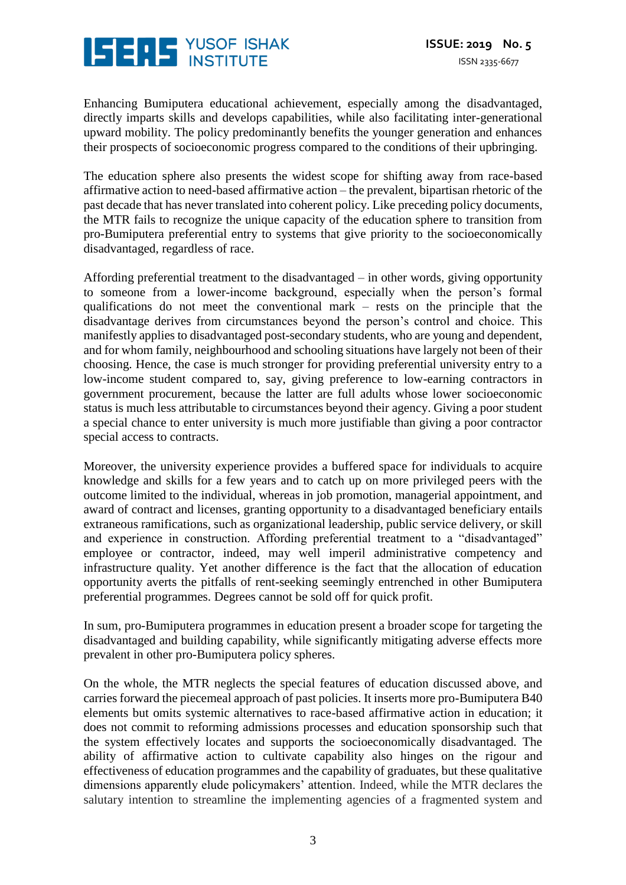Enhancing Bumiputera educational achievement, especially among the disadvantaged, directly imparts skills and develops capabilities, while also facilitating inter-generational upward mobility. The policy predominantly benefits the younger generation and enhances their prospects of socioeconomic progress compared to the conditions of their upbringing.

The education sphere also presents the widest scope for shifting away from race-based affirmative action to need-based affirmative action – the prevalent, bipartisan rhetoric of the past decade that has never translated into coherent policy. Like preceding policy documents, the MTR fails to recognize the unique capacity of the education sphere to transition from pro-Bumiputera preferential entry to systems that give priority to the socioeconomically disadvantaged, regardless of race.

Affording preferential treatment to the disadvantaged – in other words, giving opportunity to someone from a lower-income background, especially when the person's formal qualifications do not meet the conventional mark – rests on the principle that the disadvantage derives from circumstances beyond the person's control and choice. This manifestly applies to disadvantaged post-secondary students, who are young and dependent, and for whom family, neighbourhood and schooling situations have largely not been of their choosing. Hence, the case is much stronger for providing preferential university entry to a low-income student compared to, say, giving preference to low-earning contractors in government procurement, because the latter are full adults whose lower socioeconomic status is much less attributable to circumstances beyond their agency. Giving a poor student a special chance to enter university is much more justifiable than giving a poor contractor special access to contracts.

Moreover, the university experience provides a buffered space for individuals to acquire knowledge and skills for a few years and to catch up on more privileged peers with the outcome limited to the individual, whereas in job promotion, managerial appointment, and award of contract and licenses, granting opportunity to a disadvantaged beneficiary entails extraneous ramifications, such as organizational leadership, public service delivery, or skill and experience in construction. Affording preferential treatment to a "disadvantaged" employee or contractor, indeed, may well imperil administrative competency and infrastructure quality. Yet another difference is the fact that the allocation of education opportunity averts the pitfalls of rent-seeking seemingly entrenched in other Bumiputera preferential programmes. Degrees cannot be sold off for quick profit.

In sum, pro-Bumiputera programmes in education present a broader scope for targeting the disadvantaged and building capability, while significantly mitigating adverse effects more prevalent in other pro-Bumiputera policy spheres.

On the whole, the MTR neglects the special features of education discussed above, and carries forward the piecemeal approach of past policies. It inserts more pro-Bumiputera B40 elements but omits systemic alternatives to race-based affirmative action in education; it does not commit to reforming admissions processes and education sponsorship such that the system effectively locates and supports the socioeconomically disadvantaged. The ability of affirmative action to cultivate capability also hinges on the rigour and effectiveness of education programmes and the capability of graduates, but these qualitative dimensions apparently elude policymakers' attention. Indeed, while the MTR declares the salutary intention to streamline the implementing agencies of a fragmented system and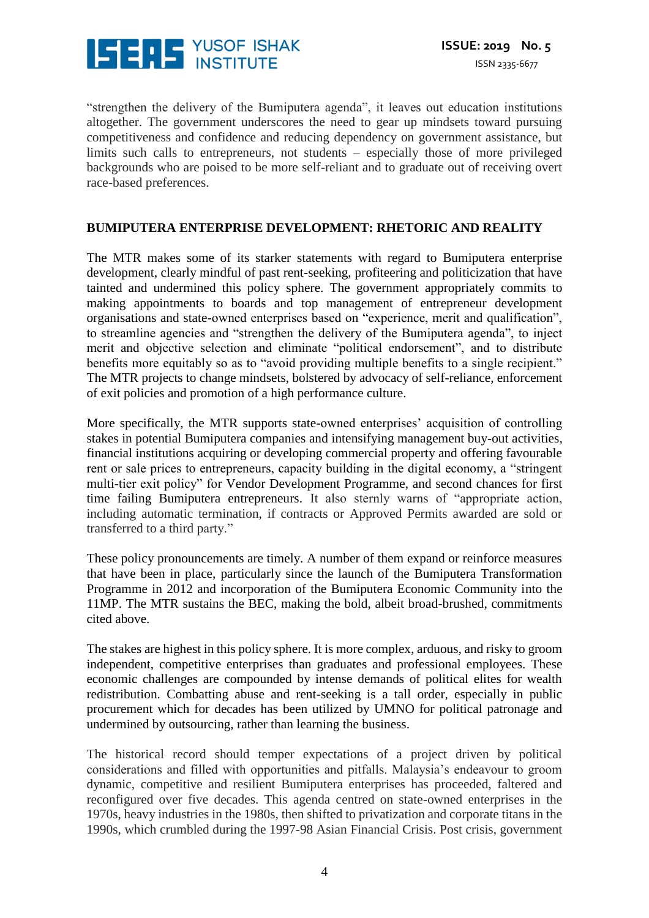"strengthen the delivery of the Bumiputera agenda", it leaves out education institutions altogether. The government underscores the need to gear up mindsets toward pursuing competitiveness and confidence and reducing dependency on government assistance, but limits such calls to entrepreneurs, not students – especially those of more privileged backgrounds who are poised to be more self-reliant and to graduate out of receiving overt race-based preferences.

## BUMIPUTERA ENTERPRISE DEVELOPMENT: RHETORIC AND REALITY

The MTR makes some of its starker statements with regard to Bumiputera enterprise development, clearly mindful of past rent-seeking, profiteering and politicization that have tainted and undermined this policy sphere. The government appropriately commits to making appointments to boards and top management of entrepreneur development organisations and state-owned enterprises based on "experience, merit and qualification", to streamline agencies and "strengthen the delivery of the Bumiputera agenda", to inject merit and objective selection and eliminate "political endorsement", and to distribute benefits more equitably so as to "avoid providing multiple benefits to a single recipient." The MTR projects to change mindsets, bolstered by advocacy of self-reliance, enforcement of exit policies and promotion of a high performance culture.

More specifically, the MTR supports state-owned enterprises' acquisition of controlling stakes in potential Bumiputera companies and intensifying management buy-out activities, financial institutions acquiring or developing commercial property and offering favourable rent or sale prices to entrepreneurs, capacity building in the digital economy, a "stringent multi-tier exit policy" for Vendor Development Programme, and second chances for first time failing Bumiputera entrepreneurs. It also sternly warns of "appropriate action, including automatic termination, if contracts or Approved Permits awarded are sold or transferred to a third party."

These policy pronouncements are timely. A number of them expand or reinforce measures that have been in place, particularly since the launch of the Bumiputera Transformation Programme in 2012 and incorporation of the Bumiputera Economic Community into the 11MP. The MTR sustains the BEC, making the bold, albeit broad-brushed, commitments cited above.

The stakes are highest in this policy sphere. It is more complex, arduous, and risky to groom independent, competitive enterprises than graduates and professional employees. These economic challenges are compounded by intense demands of political elites for wealth redistribution. Combatting abuse and rent-seeking is a tall order, especially in public procurement which for decades has been utilized by UMNO for political patronage and undermined by outsourcing, rather than learning the business.

The historical record should temper expectations of a project driven by political considerations and filled with opportunities and pitfalls. Malaysia's endeavour to groom dynamic, competitive and resilient Bumiputera enterprises has proceeded, faltered and reconfigured over five decades. This agenda centred on state-owned enterprises in the 1970s, heavy industries in the 1980s, then shifted to privatization and corporate titans in the 1990s, which crumbled during the 1997-98 Asian Financial Crisis. Post crisis, government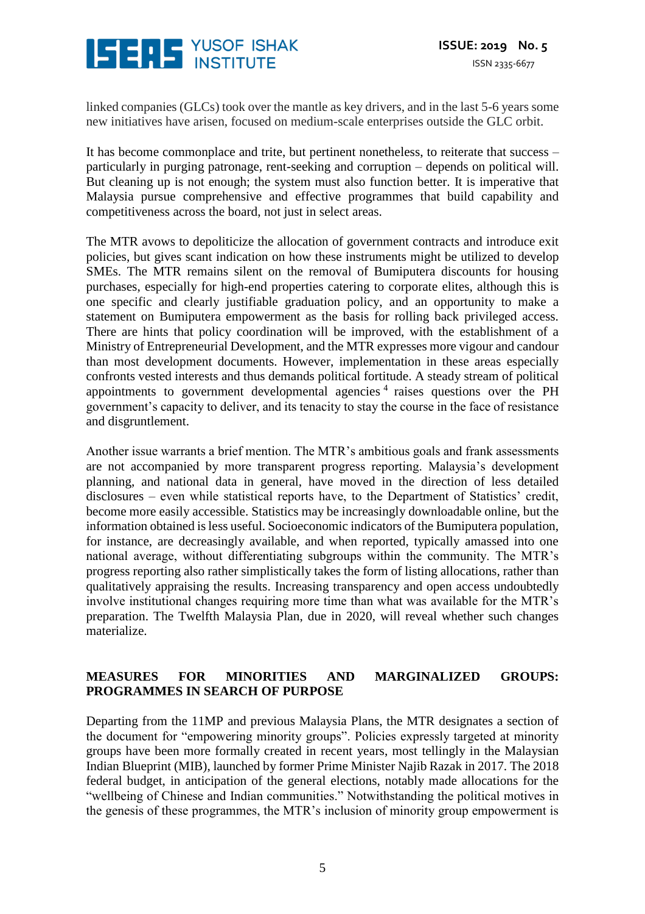linked companies (GLCs) took over the mantle as key drivers, and in the last 5-6 years some new initiatives have arisen, focused on medium-scale enterprises outside the GLC orbit.

It has become commonplace and trite, but pertinent nonetheless, to reiterate that success – particularly in purging patronage, rent-seeking and corruption – depends on political will. But cleaning up is not enough; the system must also function better. It is imperative that Malaysia pursue comprehensive and effective programmes that build capability and competitiveness across the board, not just in select areas.

The MTR avows to depoliticize the allocation of government contracts and introduce exit policies, but gives scant indication on how these instruments might be utilized to develop SMEs. The MTR remains silent on the removal of Bumiputera discounts for housing purchases, especially for high-end properties catering to corporate elites, although this is one specific and clearly justifiable graduation policy, and an opportunity to make a statement on Bumiputera empowerment as the basis for rolling back privileged access. There are hints that policy coordination will be improved, with the establishment of a Ministry of Entrepreneurial Development, and the MTR expresses more vigour and candour than most development documents. However, implementation in these areas especially confronts vested interests and thus demands political fortitude. A steady stream of political appointments to government developmental agencies[4] raises questions over the PH government's capacity to deliver, and its tenacity to stay the course in the face of resistance and disgruntlement.

Another issue warrants a brief mention. The MTR's ambitious goals and frank assessments are not accompanied by more transparent progress reporting. Malaysia's development planning, and national data in general, have moved in the direction of less detailed disclosures – even while statistical reports have, to the Department of Statistics' credit, become more easily accessible. Statistics may be increasingly downloadable online, but the information obtained is less useful. Socioeconomic indicators of the Bumiputera population, for instance, are decreasingly available, and when reported, typically amassed into one national average, without differentiating subgroups within the community. The MTR's progress reporting also rather simplistically takes the form of listing allocations, rather than qualitatively appraising the results. Increasing transparency and open access undoubtedly involve institutional changes requiring more time than what was available for the MTR's preparation. The Twelfth Malaysia Plan, due in 2020, will reveal whether such changes materialize.

## MEASURES FOR MINORITIES AND MARGINALIZED GROUPS: PROGRAMMES IN SEARCH OF PURPOSE

Departing from the 11MP and previous Malaysia Plans, the MTR designates a section of the document for "empowering minority groups". Policies expressly targeted at minority groups have been more formally created in recent years, most tellingly in the Malaysian Indian Blueprint (MIB), launched by former Prime Minister Najib Razak in 2017. The 2018 federal budget, in anticipation of the general elections, notably made allocations for the "wellbeing of Chinese and Indian communities." Notwithstanding the political motives in the genesis of these programmes, the MTR's inclusion of minority group empowerment is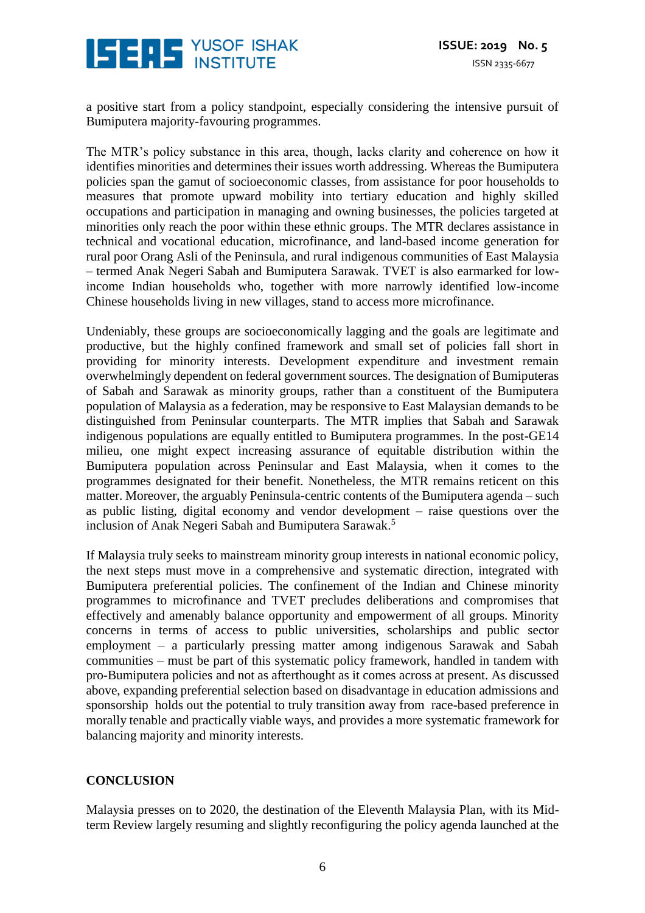a positive start from a policy standpoint, especially considering the intensive pursuit of Bumiputera majority-favouring programmes.

The MTR's policy substance in this area, though, lacks clarity and coherence on how it identifies minorities and determines their issues worth addressing. Whereas the Bumiputera policies span the gamut of socioeconomic classes, from assistance for poor households to measures that promote upward mobility into tertiary education and highly skilled occupations and participation in managing and owning businesses, the policies targeted at minorities only reach the poor within these ethnic groups. The MTR declares assistance in technical and vocational education, microfinance, and land-based income generation for rural poor Orang Asli of the Peninsula, and rural indigenous communities of East Malaysia – termed Anak Negeri Sabah and Bumiputera Sarawak. TVET is also earmarked for low-income Indian households who, together with more narrowly identified low-income Chinese households living in new villages, stand to access more microfinance.

Undeniably, these groups are socioeconomically lagging and the goals are legitimate and productive, but the highly confined framework and small set of policies fall short in providing for minority interests. Development expenditure and investment remain overwhelmingly dependent on federal government sources. The designation of Bumiputeras of Sabah and Sarawak as minority groups, rather than a constituent of the Bumiputera population of Malaysia as a federation, may be responsive to East Malaysian demands to be distinguished from Peninsular counterparts. The MTR implies that Sabah and Sarawak indigenous populations are equally entitled to Bumiputera programmes. In the post-GE14 milieu, one might expect increasing assurance of equitable distribution within the Bumiputera population across Peninsular and East Malaysia, when it comes to the programmes designated for their benefit. Nonetheless, the MTR remains reticent on this matter. Moreover, the arguably Peninsula-centric contents of the Bumiputera agenda – such as public listing, digital economy and vendor development – raise questions over the inclusion of Anak Negeri Sabah and Bumiputera Sarawak.[5]

If Malaysia truly seeks to mainstream minority group interests in national economic policy, the next steps must move in a comprehensive and systematic direction, integrated with Bumiputera preferential policies. The confinement of the Indian and Chinese minority programmes to microfinance and TVET precludes deliberations and compromises that effectively and amenably balance opportunity and empowerment of all groups. Minority concerns in terms of access to public universities, scholarships and public sector employment – a particularly pressing matter among indigenous Sarawak and Sabah communities – must be part of this systematic policy framework, handled in tandem with pro-Bumiputera policies and not as afterthought as it comes across at present. As discussed above, expanding preferential selection based on disadvantage in education admissions and sponsorship holds out the potential to truly transition away from race-based preference in morally tenable and practically viable ways, and provides a more systematic framework for balancing majority and minority interests.

## CONCLUSION

Malaysia presses on to 2020, the destination of the Eleventh Malaysia Plan, with its Mid-term Review largely resuming and slightly reconfiguring the policy agenda launched at the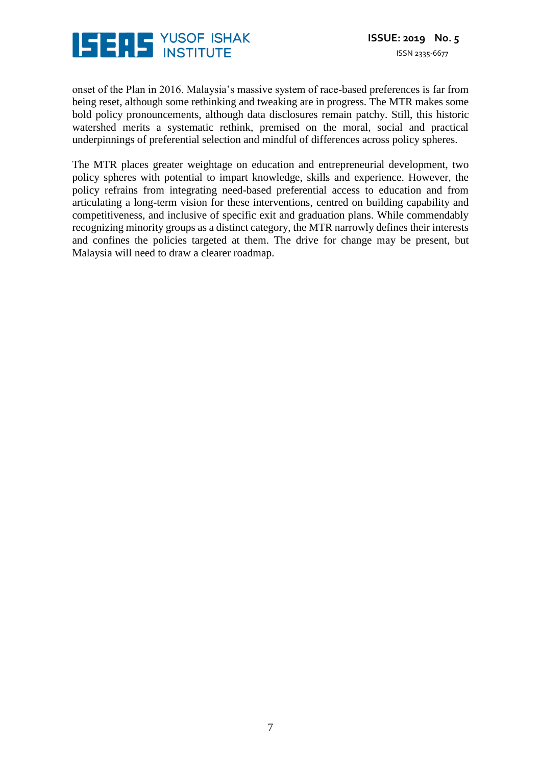onset of the Plan in 2016. Malaysia's massive system of race-based preferences is far from being reset, although some rethinking and tweaking are in progress. The MTR makes some bold policy pronouncements, although data disclosures remain patchy. Still, this historic watershed merits a systematic rethink, premised on the moral, social and practical underpinnings of preferential selection and mindful of differences across policy spheres.

The MTR places greater weightage on education and entrepreneurial development, two policy spheres with potential to impart knowledge, skills and experience. However, the policy refrains from integrating need-based preferential access to education and from articulating a long-term vision for these interventions, centred on building capability and competitiveness, and inclusive of specific exit and graduation plans. While commendably recognizing minority groups as a distinct category, the MTR narrowly defines their interests and confines the policies targeted at them. The drive for change may be present, but Malaysia will need to draw a clearer roadmap.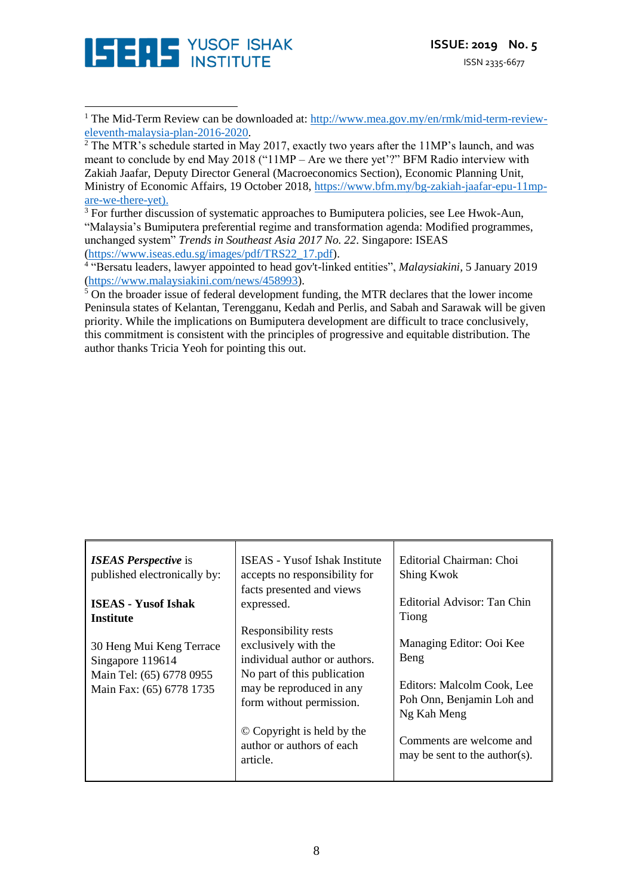[1] The Mid-Term Review can be downloaded at: http://www.mea.gov.my/en/rmk/mid-term-review-eleventh-malaysia-plan-2016-2020.

[2] The MTR's schedule started in May 2017, exactly two years after the 11MP's launch, and was meant to conclude by end May 2018 ("11MP – Are we there yet'?" BFM Radio interview with Zakiah Jaafar, Deputy Director General (Macroeconomics Section), Economic Planning Unit, Ministry of Economic Affairs, 19 October 2018, https://www.bfm.my/bg-zakiah-jaafar-epu-11mp-are-we-there-yet).

[3] For further discussion of systematic approaches to Bumiputera policies, see Lee Hwok-Aun, "Malaysia's Bumiputera preferential regime and transformation agenda: Modified programmes, unchanged system" *Trends in Southeast Asia 2017 No. 22*. Singapore: ISEAS (https://www.iseas.edu.sg/images/pdf/TRS22_17.pdf).

[4] "Bersatu leaders, lawyer appointed to head gov't-linked entities", *Malaysiakini*, 5 January 2019 (https://www.malaysiakini.com/news/458993).

[5] On the broader issue of federal development funding, the MTR declares that the lower income Peninsula states of Kelantan, Terengganu, Kedah and Perlis, and Sabah and Sarawak will be given priority. While the implications on Bumiputera development are difficult to trace conclusively, this commitment is consistent with the principles of progressive and equitable distribution. The author thanks Tricia Yeoh for pointing this out.

| | | |
|---|---|---|
| ***ISEAS Perspective*** is published electronically by:<br><br>**ISEAS - Yusof Ishak Institute**<br><br>30 Heng Mui Keng Terrace<br>Singapore 119614<br>Main Tel: (65) 6778 0955<br>Main Fax: (65) 6778 1735 | ISEAS - Yusof Ishak Institute accepts no responsibility for facts presented and views expressed.<br><br>Responsibility rests exclusively with the individual author or authors. No part of this publication may be reproduced in any form without permission.<br><br>© Copyright is held by the author or authors of each article. | Editorial Chairman: Choi Shing Kwok<br><br>Editorial Advisor: Tan Chin Tiong<br><br>Managing Editor: Ooi Kee Beng<br><br>Editors: Malcolm Cook, Lee Poh Onn, Benjamin Loh and Ng Kah Meng<br><br>Comments are welcome and may be sent to the author(s). |